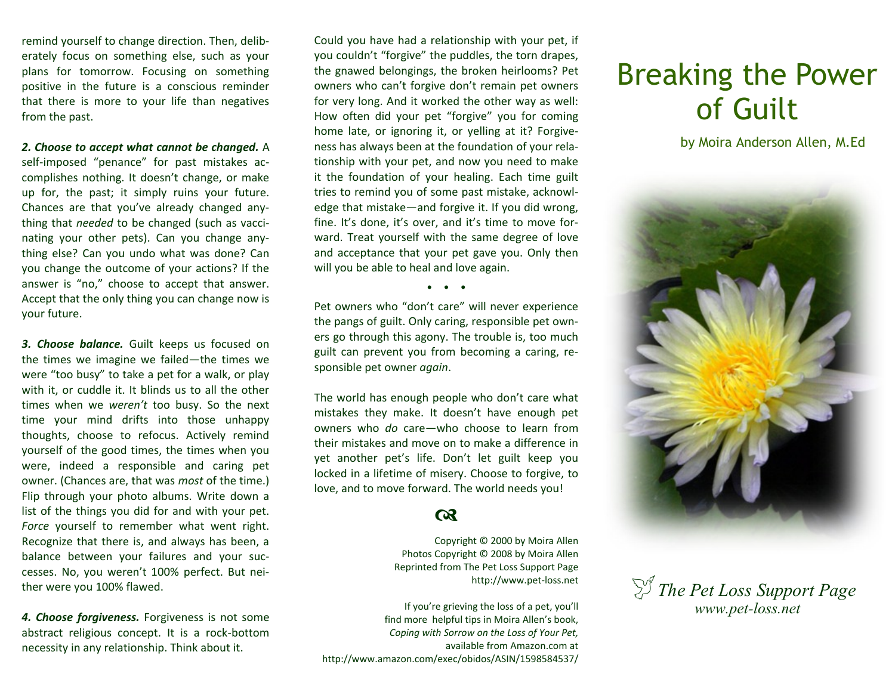remind yourself to change direction. Then, deliberately focus on something else, such as your plans for tomorrow. Focusing on something positive in the future is a conscious reminder that there is more to your life than negatives from the past.

***2. Choose to accept what cannot be changed.*** A self-imposed "penance" for past mistakes accomplishes nothing. It doesn't change, or make up for, the past; it simply ruins your future. Chances are that you've already changed anything that *needed* to be changed (such as vaccinating your other pets). Can you change anything else? Can you undo what was done? Can you change the outcome of your actions? If the answer is "no," choose to accept that answer. Accept that the only thing you can change now is your future.

***3. Choose balance.*** Guilt keeps us focused on the times we imagine we failed—the times we were "too busy" to take a pet for a walk, or play with it, or cuddle it. It blinds us to all the other times when we *weren't* too busy. So the next time your mind drifts into those unhappy thoughts, choose to refocus. Actively remind yourself of the good times, the times when you were, indeed a responsible and caring pet owner. (Chances are, that was *most* of the time.) Flip through your photo albums. Write down a list of the things you did for and with your pet. *Force* yourself to remember what went right. Recognize that there is, and always has been, a balance between your failures and your successes. No, you weren't 100% perfect. But neither were you 100% flawed.

***4. Choose forgiveness.*** Forgiveness is not some abstract religious concept. It is a rock-bottom necessity in any relationship. Think about it. Could you have had a relationship with your pet, if you couldn't "forgive" the puddles, the torn drapes, the gnawed belongings, the broken heirlooms? Pet owners who can't forgive don't remain pet owners for very long. And it worked the other way as well: How often did your pet "forgive" you for coming home late, or ignoring it, or yelling at it? Forgiveness has always been at the foundation of your relationship with your pet, and now you need to make it the foundation of your healing. Each time guilt tries to remind you of some past mistake, acknowledge that mistake—and forgive it. If you did wrong, fine. It's done, it's over, and it's time to move forward. Treat yourself with the same degree of love and acceptance that your pet gave you. Only then will you be able to heal and love again.

• • •

Pet owners who "don't care" will never experience the pangs of guilt. Only caring, responsible pet owners go through this agony. The trouble is, too much guilt can prevent you from becoming a caring, responsible pet owner *again*.

The world has enough people who don't care what mistakes they make. It doesn't have enough pet owners who *do* care—who choose to learn from their mistakes and move on to make a difference in yet another pet's life. Don't let guilt keep you locked in a lifetime of misery. Choose to forgive, to love, and to move forward. The world needs you!

Copyright © 2000 by Moira Allen
Photos Copyright © 2008 by Moira Allen
Reprinted from The Pet Loss Support Page
http://www.pet-loss.net

If you're grieving the loss of a pet, you'll find more helpful tips in Moira Allen's book, *Coping with Sorrow on the Loss of Your Pet,* available from Amazon.com at http://www.amazon.com/exec/obidos/ASIN/1598584537/

# Breaking the Power of Guilt

by Moira Anderson Allen, M.Ed

*The Pet Loss Support Page*
*www.pet-loss.net*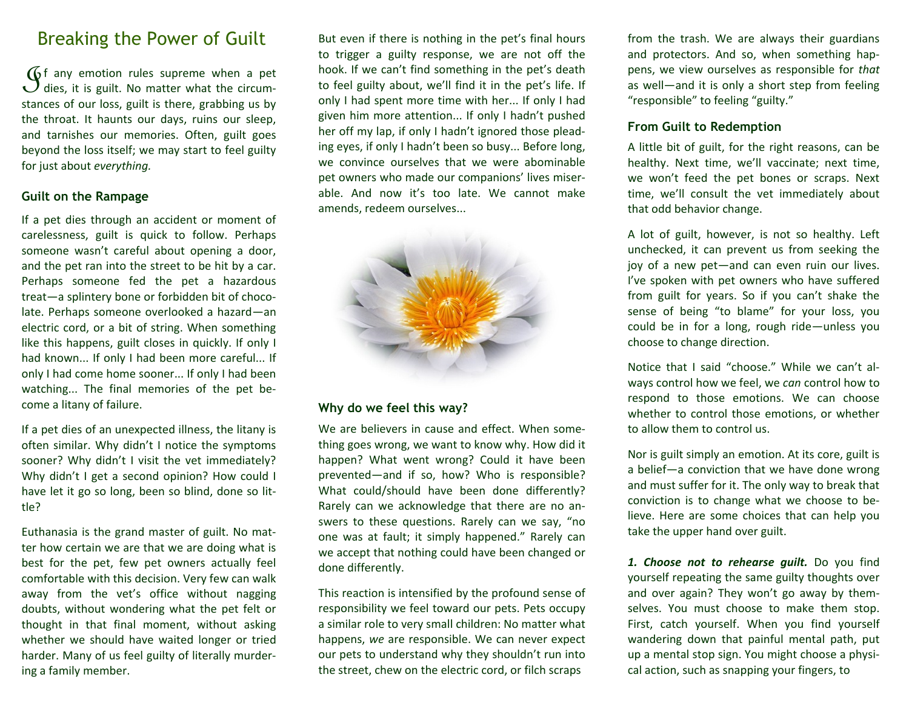# Breaking the Power of Guilt

If any emotion rules supreme when a pet dies, it is guilt. No matter what the circumstances of our loss, guilt is there, grabbing us by the throat. It haunts our days, ruins our sleep, and tarnishes our memories. Often, guilt goes beyond the loss itself; we may start to feel guilty for just about *everything.*

### Guilt on the Rampage

If a pet dies through an accident or moment of carelessness, guilt is quick to follow. Perhaps someone wasn't careful about opening a door, and the pet ran into the street to be hit by a car. Perhaps someone fed the pet a hazardous treat—a splintery bone or forbidden bit of chocolate. Perhaps someone overlooked a hazard—an electric cord, or a bit of string. When something like this happens, guilt closes in quickly. If only I had known... If only I had been more careful... If only I had come home sooner... If only I had been watching... The final memories of the pet become a litany of failure.

If a pet dies of an unexpected illness, the litany is often similar. Why didn't I notice the symptoms sooner? Why didn't I visit the vet immediately? Why didn't I get a second opinion? How could I have let it go so long, been so blind, done so little?

Euthanasia is the grand master of guilt. No matter how certain we are that we are doing what is best for the pet, few pet owners actually feel comfortable with this decision. Very few can walk away from the vet's office without nagging doubts, without wondering what the pet felt or thought in that final moment, without asking whether we should have waited longer or tried harder. Many of us feel guilty of literally murdering a family member.

But even if there is nothing in the pet's final hours to trigger a guilty response, we are not off the hook. If we can't find something in the pet's death to feel guilty about, we'll find it in the pet's life. If only I had spent more time with her... If only I had given him more attention... If only I hadn't pushed her off my lap, if only I hadn't ignored those pleading eyes, if only I hadn't been so busy... Before long, we convince ourselves that we were abominable pet owners who made our companions' lives miserable. And now it's too late. We cannot make amends, redeem ourselves...

### Why do we feel this way?

We are believers in cause and effect. When something goes wrong, we want to know why. How did it happen? What went wrong? Could it have been prevented—and if so, how? Who is responsible? What could/should have been done differently? Rarely can we acknowledge that there are no answers to these questions. Rarely can we say, "no one was at fault; it simply happened." Rarely can we accept that nothing could have been changed or done differently.

This reaction is intensified by the profound sense of responsibility we feel toward our pets. Pets occupy a similar role to very small children: No matter what happens, *we* are responsible. We can never expect our pets to understand why they shouldn't run into the street, chew on the electric cord, or filch scraps from the trash. We are always their guardians and protectors. And so, when something happens, we view ourselves as responsible for *that* as well—and it is only a short step from feeling "responsible" to feeling "guilty."

### From Guilt to Redemption

A little bit of guilt, for the right reasons, can be healthy. Next time, we'll vaccinate; next time, we won't feed the pet bones or scraps. Next time, we'll consult the vet immediately about that odd behavior change.

A lot of guilt, however, is not so healthy. Left unchecked, it can prevent us from seeking the joy of a new pet—and can even ruin our lives. I've spoken with pet owners who have suffered from guilt for years. So if you can't shake the sense of being "to blame" for your loss, you could be in for a long, rough ride—unless you choose to change direction.

Notice that I said "choose." While we can't always control how we feel, we *can* control how to respond to those emotions. We can choose whether to control those emotions, or whether to allow them to control us.

Nor is guilt simply an emotion. At its core, guilt is a belief—a conviction that we have done wrong and must suffer for it. The only way to break that conviction is to change what we choose to believe. Here are some choices that can help you take the upper hand over guilt.

***1. Choose not to rehearse guilt.*** Do you find yourself repeating the same guilty thoughts over and over again? They won't go away by themselves. You must choose to make them stop. First, catch yourself. When you find yourself wandering down that painful mental path, put up a mental stop sign. You might choose a physical action, such as snapping your fingers, to